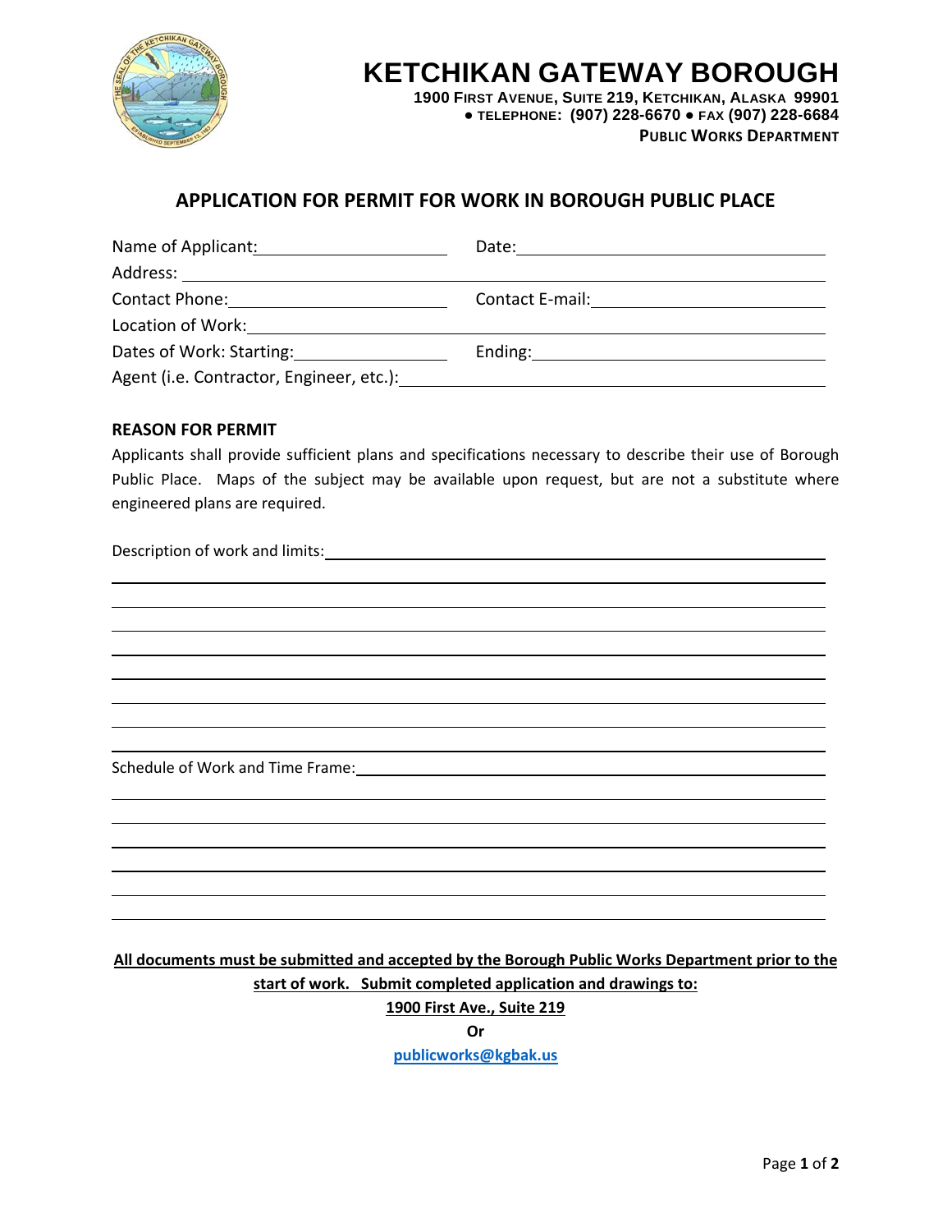# KETCHIKAN GATEWAY BOROUGH

**1900 First Avenue, Suite 219, Ketchikan, Alaska 99901**
**● Telephone: (907) 228-6670 ● Fax (907) 228-6684**
**Public Works Department**

## APPLICATION FOR PERMIT FOR WORK IN BOROUGH PUBLIC PLACE

Name of Applicant: \_\_\_\_\_\_\_\_\_\_\_\_\_\_\_\_\_\_\_\_ Date: \_\_\_\_\_\_\_\_\_\_\_\_\_\_\_\_\_\_\_\_

Address: \_\_\_\_\_\_\_\_\_\_\_\_\_\_\_\_\_\_\_\_\_\_\_\_\_\_\_\_\_\_\_\_\_\_\_\_\_\_\_\_

Contact Phone: \_\_\_\_\_\_\_\_\_\_\_\_\_\_\_\_\_\_\_\_ Contact E-mail: \_\_\_\_\_\_\_\_\_\_\_\_\_\_\_\_\_\_\_\_

Location of Work: \_\_\_\_\_\_\_\_\_\_\_\_\_\_\_\_\_\_\_\_\_\_\_\_\_\_\_\_\_\_\_\_\_\_\_\_\_\_\_\_

Dates of Work: Starting: \_\_\_\_\_\_\_\_\_\_\_\_\_\_\_\_\_\_\_\_ Ending: \_\_\_\_\_\_\_\_\_\_\_\_\_\_\_\_\_\_\_\_

Agent (i.e. Contractor, Engineer, etc.): \_\_\_\_\_\_\_\_\_\_\_\_\_\_\_\_\_\_\_\_\_\_\_\_\_\_\_\_\_\_\_\_\_\_\_\_\_\_\_\_

### REASON FOR PERMIT

Applicants shall provide sufficient plans and specifications necessary to describe their use of Borough Public Place. Maps of the subject may be available upon request, but are not a substitute where engineered plans are required.

Description of work and limits: \_\_\_\_\_\_\_\_\_\_\_\_\_\_\_\_\_\_\_\_\_\_\_\_\_\_\_\_\_\_\_\_\_\_\_\_\_\_\_\_

Schedule of Work and Time Frame: \_\_\_\_\_\_\_\_\_\_\_\_\_\_\_\_\_\_\_\_\_\_\_\_\_\_\_\_\_\_\_\_\_\_\_\_\_\_\_\_

**All documents must be submitted and accepted by the Borough Public Works Department prior to the start of work. Submit completed application and drawings to:**

**1900 First Ave., Suite 219**

**Or**

**publicworks@kgbak.us**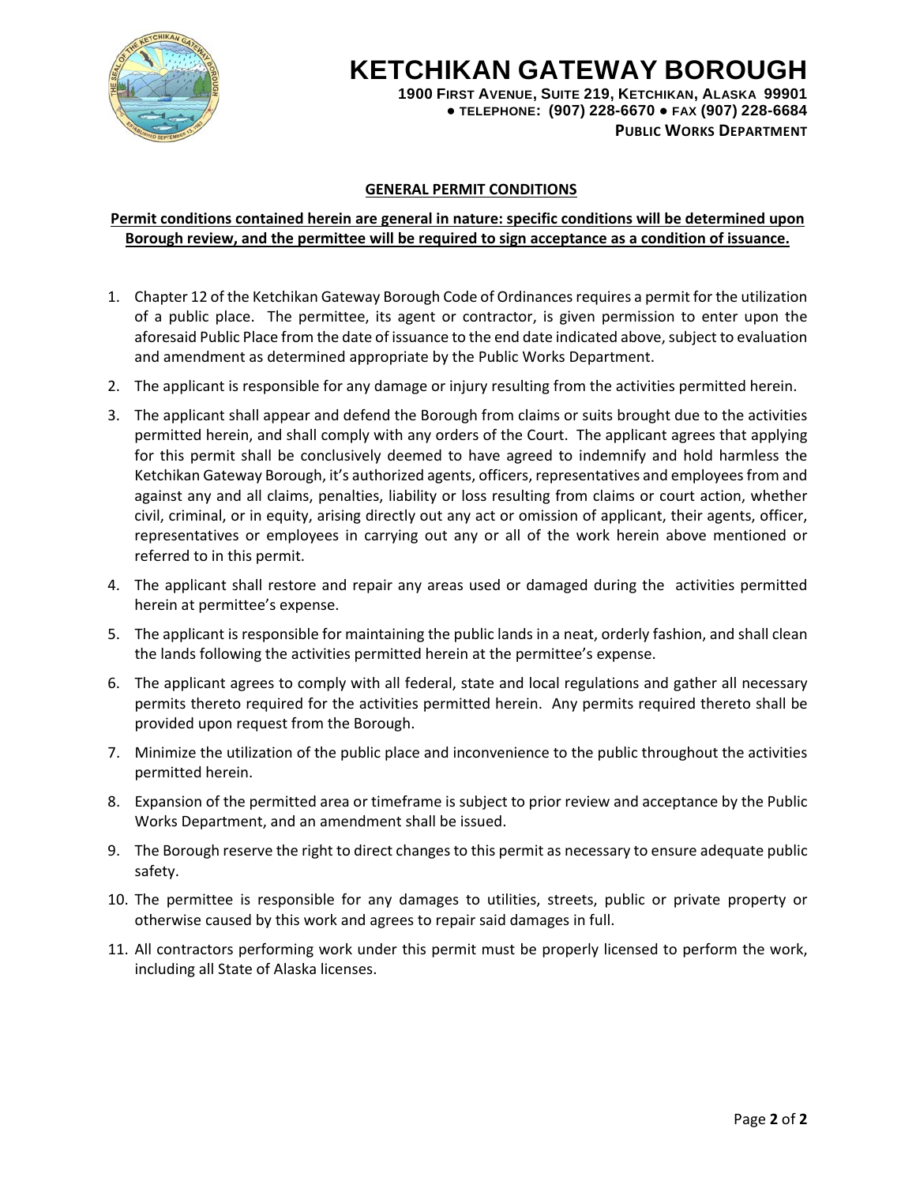# KETCHIKAN GATEWAY BOROUGH

**1900 FIRST AVENUE, SUITE 219, KETCHIKAN, ALASKA 99901**
**● TELEPHONE: (907) 228-6670 ● FAX (907) 228-6684**
**PUBLIC WORKS DEPARTMENT**

## GENERAL PERMIT CONDITIONS

**Permit conditions contained herein are general in nature: specific conditions will be determined upon Borough review, and the permittee will be required to sign acceptance as a condition of issuance.**

1. Chapter 12 of the Ketchikan Gateway Borough Code of Ordinances requires a permit for the utilization of a public place. The permittee, its agent or contractor, is given permission to enter upon the aforesaid Public Place from the date of issuance to the end date indicated above, subject to evaluation and amendment as determined appropriate by the Public Works Department.
2. The applicant is responsible for any damage or injury resulting from the activities permitted herein.
3. The applicant shall appear and defend the Borough from claims or suits brought due to the activities permitted herein, and shall comply with any orders of the Court. The applicant agrees that applying for this permit shall be conclusively deemed to have agreed to indemnify and hold harmless the Ketchikan Gateway Borough, it's authorized agents, officers, representatives and employees from and against any and all claims, penalties, liability or loss resulting from claims or court action, whether civil, criminal, or in equity, arising directly out any act or omission of applicant, their agents, officer, representatives or employees in carrying out any or all of the work herein above mentioned or referred to in this permit.
4. The applicant shall restore and repair any areas used or damaged during the activities permitted herein at permittee's expense.
5. The applicant is responsible for maintaining the public lands in a neat, orderly fashion, and shall clean the lands following the activities permitted herein at the permittee's expense.
6. The applicant agrees to comply with all federal, state and local regulations and gather all necessary permits thereto required for the activities permitted herein. Any permits required thereto shall be provided upon request from the Borough.
7. Minimize the utilization of the public place and inconvenience to the public throughout the activities permitted herein.
8. Expansion of the permitted area or timeframe is subject to prior review and acceptance by the Public Works Department, and an amendment shall be issued.
9. The Borough reserve the right to direct changes to this permit as necessary to ensure adequate public safety.
10. The permittee is responsible for any damages to utilities, streets, public or private property or otherwise caused by this work and agrees to repair said damages in full.
11. All contractors performing work under this permit must be properly licensed to perform the work, including all State of Alaska licenses.